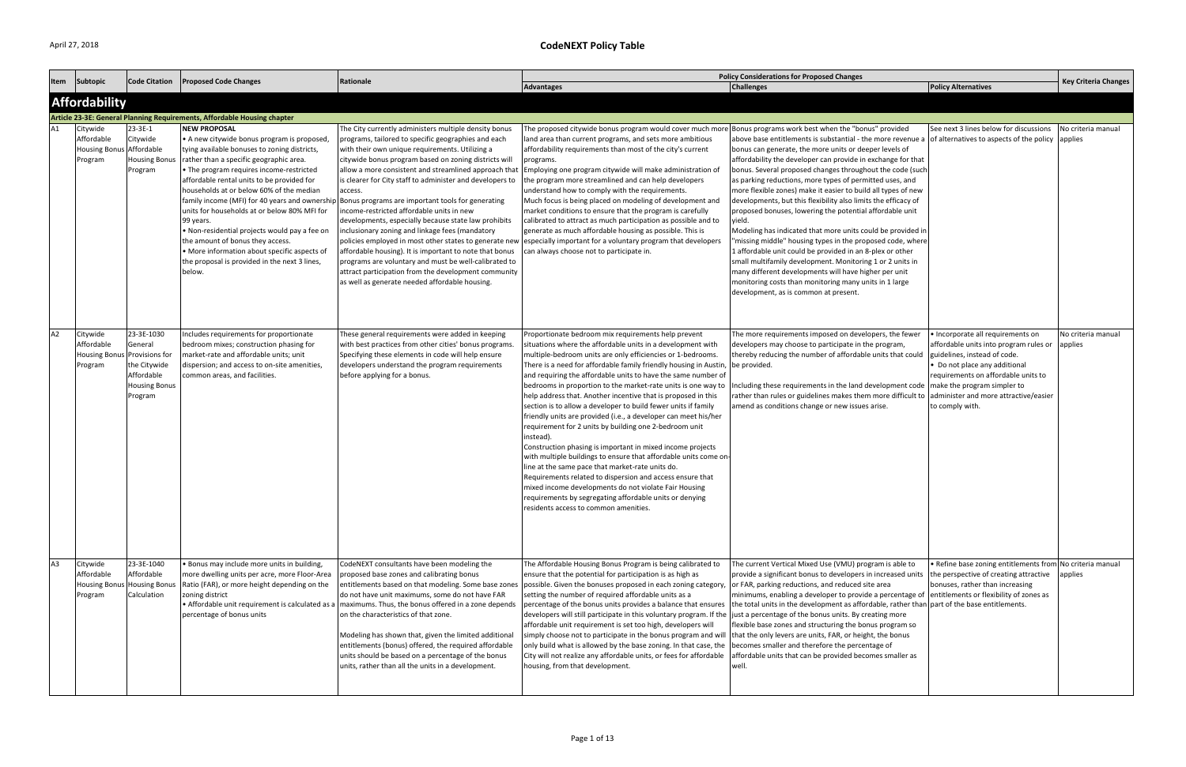# CodeNEXT Policy Table

April 27, 2018

| Item | Subtopic | Code Citation | Proposed Code Changes | Rationale | Policy Considerations for Proposed Changes | | | Key Criteria Changes |
|---|---|---|---|---|---|---|---|---|
| | | | | | **Advantages** | **Challenges** | **Policy Alternatives** | |
| **Affordability** | | | | | | | | |
| **Article 23-3E: General Planning Requirements, Affordable Housing chapter** | | | | | | | | |
| A1 | Citywide Affordable Housing Bonus Program | 23-3E-1 Citywide Affordable Housing Bonus Program | **NEW PROPOSAL**<br>• A new citywide bonus program is proposed, tying available bonuses to zoning districts, rather than a specific geographic area.<br>• The program requires income-restricted affordable rental units to be provided for households at or below 60% of the median family income (MFI) for 40 years and ownership units for households at or below 80% MFI for 99 years.<br>• Non-residential projects would pay a fee on the amount of bonus they access.<br>• More information about specific aspects of the proposal is provided in the next 3 lines, below. | The City currently administers multiple density bonus programs, tailored to specific geographies and each with their own unique requirements. Utilizing a citywide bonus program based on zoning districts will allow a more consistent and streamlined approach that is clearer for City staff to administer and developers to access.<br>Bonus programs are important tools for generating income-restricted affordable units in new developments, especially because state law prohibits inclusionary zoning and linkage fees (mandatory policies employed in most other states to generate new affordable housing). It is important to note that bonus programs are voluntary and must be well-calibrated to attract participation from the development community as well as generate needed affordable housing. | The proposed citywide bonus program would cover much more land area than current programs, and sets more ambitious affordability requirements than most of the city's current programs.<br>Employing one program citywide will make administration of the program more streamlined and can help developers understand how to comply with the requirements.<br>Much focus is being placed on modeling of development and market conditions to ensure that the program is carefully calibrated to attract as much participation as possible and to generate as much affordable housing as possible. This is especially important for a voluntary program that developers can always choose not to participate in. | Bonus programs work best when the "bonus" provided above base entitlements is substantial - the more revenue a bonus can generate, the more units or deeper levels of affordability the developer can provide in exchange for that bonus. Several proposed changes throughout the code (such as parking reductions, more types of permitted uses, and more flexible zones) make it easier to build all types of new developments, but this flexibility also limits the efficacy of proposed bonuses, lowering the potential affordable unit yield.<br>Modeling has indicated that more units could be provided in "missing middle" housing types in the proposed code, where 1 affordable unit could be provided in an 8-plex or other small multifamily development. Monitoring 1 or 2 units in many different developments will have higher per unit monitoring costs than monitoring many units in 1 large development, as is common at present. | See next 3 lines below for discussions of alternatives to aspects of the policy | No criteria manual applies |
| A2 | Citywide Affordable Housing Bonus Program | 23-3E-1030 General Provisions for the Citywide Affordable Housing Bonus Program | Includes requirements for proportionate bedroom mixes; construction phasing for market-rate and affordable units; unit dispersion; and access to on-site amenities, common areas, and facilities. | These general requirements were added in keeping with best practices from other cities' bonus programs. Specifying these elements in code will help ensure developers understand the program requirements before applying for a bonus. | Proportionate bedroom mix requirements help prevent situations where the affordable units in a development with multiple-bedroom units are only efficiencies or 1-bedrooms. There is a need for affordable family friendly housing in Austin, and requiring the affordable units to have the same number of bedrooms in proportion to the market-rate units is one way to help address that. Another incentive that is proposed in this section is to allow a developer to build fewer units if family friendly units are provided (i.e., a developer can meet his/her requirement for 2 units by building one 2-bedroom unit instead).<br>Construction phasing is important in mixed income projects with multiple buildings to ensure that affordable units come on-line at the same pace that market-rate units do.<br>Requirements related to dispersion and access ensure that mixed income developments do not violate Fair Housing requirements by segregating affordable units or denying residents access to common amenities. | The more requirements imposed on developers, the fewer developers may choose to participate in the program, thereby reducing the number of affordable units that could be provided.<br>Including these requirements in the land development code rather than rules or guidelines makes them more difficult to amend as conditions change or new issues arise. | • Incorporate all requirements on affordable units into program rules or guidelines, instead of code.<br>• Do not place any additional requirements on affordable units to make the program simpler to administer and more attractive/easier to comply with. | No criteria manual applies |
| A3 | Citywide Affordable Housing Bonus Program | 23-3E-1040 Affordable Housing Bonus Calculation | • Bonus may include more units in building, more dwelling units per acre, more Floor-Area Ratio (FAR), or more height depending on the zoning district<br>• Affordable unit requirement is calculated as a percentage of bonus units | CodeNEXT consultants have been modeling the proposed base zones and calibrating bonus entitlements based on that modeling. Some base zones do not have unit maximums, some do not have FAR maximums. Thus, the bonus offered in a zone depends on the characteristics of that zone.<br>Modeling has shown that, given the limited additional entitlements (bonus) offered, the required affordable units should be based on a percentage of the bonus units, rather than all the units in a development. | The Affordable Housing Bonus Program is being calibrated to ensure that the potential for participation is as high as possible. Given the bonuses proposed in each zoning category, setting the number of required affordable units as a percentage of the bonus units provides a balance that ensures developers will still participate in this voluntary program. If the affordable unit requirement is set too high, developers will simply choose not to participate in the bonus program and will only build what is allowed by the base zoning. In that case, the City will not realize any affordable units, or fees for affordable housing, from that development. | The current Vertical Mixed Use (VMU) program is able to provide a significant bonus to developers in increased units or FAR, parking reductions, and reduced site area minimums, enabling a developer to provide a percentage of the total units in the development as affordable, rather than just a percentage of the bonus units. By creating more flexible base zones and structuring the bonus program so that the only levers are units, FAR, or height, the bonus becomes smaller and therefore the percentage of affordable units that can be provided becomes smaller as well. | • Refine base zoning entitlements from the perspective of creating attractive bonuses, rather than increasing entitlements or flexibility of zones as part of the base entitlements. | No criteria manual applies |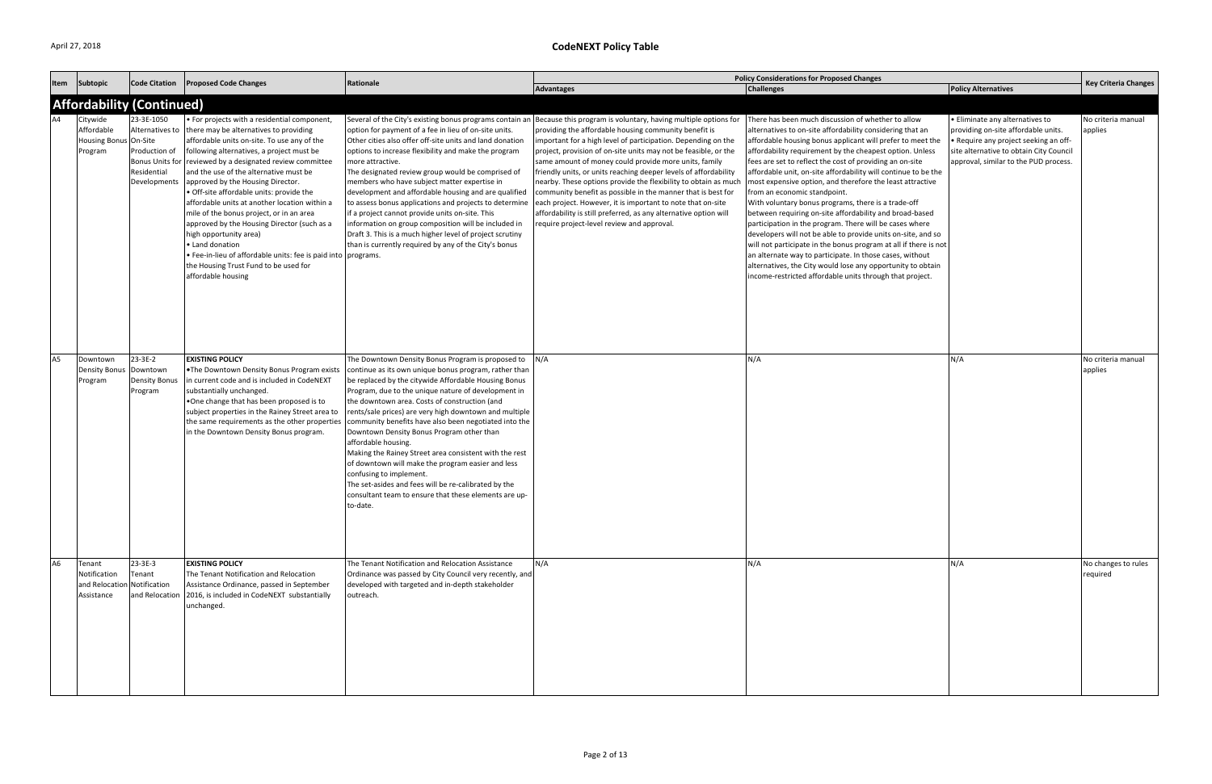# CodeNEXT Policy Table

| Item | Subtopic | Code Citation | Proposed Code Changes | Rationale | Policy Considerations for Proposed Changes | | | Key Criteria Changes |
|---|---|---|---|---|---|---|---|---|
| | | | | | Advantages | Challenges | Policy Alternatives | |
| **Affordability (Continued)** | | | | | | | | |
| A4 | Citywide Affordable Housing Bonus Program | 23-3E-1050 Alternatives to On-Site Production of Bonus Units for Residential Developments | • For projects with a residential component, there may be alternatives to providing affordable units on-site. To use any of the following alternatives, a project must be reviewed by a designated review committee and the use of the alternative must be approved by the Housing Director.<br>• Off-site affordable units: provide the affordable units at another location within a mile of the bonus project, or in an area approved by the Housing Director (such as a high opportunity area)<br>• Land donation<br>• Fee-in-lieu of affordable units: fee is paid into the Housing Trust Fund to be used for affordable housing | Several of the City's existing bonus programs contain an option for payment of a fee in lieu of on-site units. Other cities also offer off-site units and land donation options to increase flexibility and make the program more attractive.<br>The designated review group would be comprised of members who have subject matter expertise in development and affordable housing and are qualified to assess bonus applications and projects to determine if a project cannot provide units on-site. This information on group composition will be included in Draft 3. This is a much higher level of project scrutiny than is currently required by any of the City's bonus programs. | Because this program is voluntary, having multiple options for providing the affordable housing community benefit is important for a high level of participation. Depending on the project, provision of on-site units may not be feasible, or the same amount of money could provide more units, family friendly units, or units reaching deeper levels of affordability nearby. These options provide the flexibility to obtain as much community benefit as possible in the manner that is best for each project. However, it is important to note that on-site affordability is still preferred, as any alternative option will require project-level review and approval. | There has been much discussion of whether to allow alternatives to on-site affordability considering that an affordable housing bonus applicant will prefer to meet the affordability requirement by the cheapest option. Unless fees are set to reflect the cost of providing an on-site affordable unit, on-site affordability will continue to be the most expensive option, and therefore the least attractive from an economic standpoint.<br>With voluntary bonus programs, there is a trade-off between requiring on-site affordability and broad-based participation in the program. There will be cases where developers will not be able to provide units on-site, and so will not participate in the bonus program at all if there is not an alternate way to participate. In those cases, without alternatives, the City would lose any opportunity to obtain income-restricted affordable units through that project. | • Eliminate any alternatives to providing on-site affordable units.<br>• Require any project seeking an off-site alternative to obtain City Council approval, similar to the PUD process. | No criteria manual applies |
| A5 | Downtown Density Bonus Program | 23-3E-2 Downtown Density Bonus Program | **EXISTING POLICY**<br>•The Downtown Density Bonus Program exists in current code and is included in CodeNEXT substantially unchanged.<br>•One change that has been proposed is to subject properties in the Rainey Street area to the same requirements as the other properties in the Downtown Density Bonus program. | The Downtown Density Bonus Program is proposed to continue as its own unique bonus program, rather than be replaced by the citywide Affordable Housing Bonus Program, due to the unique nature of development in the downtown area. Costs of construction (and rents/sale prices) are very high downtown and multiple community benefits have also been negotiated into the Downtown Density Bonus Program other than affordable housing.<br>Making the Rainey Street area consistent with the rest of downtown will make the program easier and less confusing to implement.<br>The set-asides and fees will be re-calibrated by the consultant team to ensure that these elements are up-to-date. | N/A | N/A | N/A | No criteria manual applies |
| A6 | Tenant Notification and Relocation Assistance | 23-3E-3 Tenant Notification and Relocation | **EXISTING POLICY**<br>The Tenant Notification and Relocation Assistance Ordinance, passed in September 2016, is included in CodeNEXT substantially unchanged. | The Tenant Notification and Relocation Assistance Ordinance was passed by City Council very recently, and developed with targeted and in-depth stakeholder outreach. | N/A | N/A | N/A | No changes to rules required |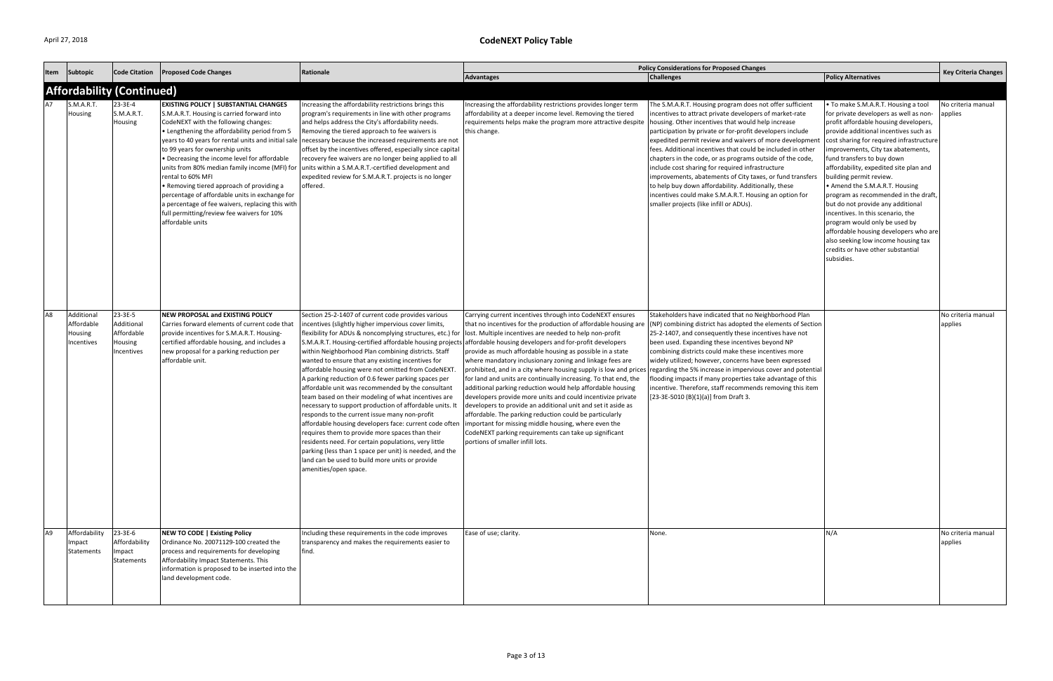# CodeNEXT Policy Table

| Item | Subtopic | Code Citation | Proposed Code Changes | Rationale | Policy Considerations for Proposed Changes | | | Key Criteria Changes |
|---|---|---|---|---|---|---|---|---|
| | | | | | Advantages | Challenges | Policy Alternatives | |
| **Affordability (Continued)** | | | | | | | | |
| A7 | S.M.A.R.T. Housing | 23-3E-4 S.M.A.R.T. Housing | **EXISTING POLICY \| SUBSTANTIAL CHANGES** S.M.A.R.T. Housing is carried forward into CodeNEXT with the following changes: • Lengthening the affordability period from 5 years to 40 years for rental units and initial sale to 99 years for ownership units • Decreasing the income level for affordable units from 80% median family income (MFI) for rental to 60% MFI • Removing tiered approach of providing a percentage of affordable units in exchange for a percentage of fee waivers, replacing this with full permitting/review fee waivers for 10% affordable units | Increasing the affordability restrictions brings this program's requirements in line with other programs and helps address the City's affordability needs. Removing the tiered approach to fee waivers is necessary because the increased requirements are not offset by the incentives offered, especially since capital recovery fee waivers are no longer being applied to all units within a S.M.A.R.T.-certified development and expedited review for S.M.A.R.T. projects is no longer offered. | Increasing the affordability restrictions provides longer term affordability at a deeper income level. Removing the tiered requirements helps make the program more attractive despite this change. | The S.M.A.R.T. Housing program does not offer sufficient incentives to attract private developers of market-rate housing. Other incentives that would help increase participation by private or for-profit developers include expedited permit review and waivers of more development fees. Additional incentives that could be included in other chapters in the code, or as programs outside of the code, include cost sharing for required infrastructure improvements, abatements of City taxes, or fund transfers to help buy down affordability. Additionally, these incentives could make S.M.A.R.T. Housing an option for smaller projects (like infill or ADUs). | • To make S.M.A.R.T. Housing a tool for private developers as well as non-profit affordable housing developers, provide additional incentives such as cost sharing for required infrastructure improvements, City tax abatements, fund transfers to buy down affordability, expedited site plan and building permit review. • Amend the S.M.A.R.T. Housing program as recommended in the draft, but do not provide any additional incentives. In this scenario, the program would only be used by affordable housing developers who are also seeking low income housing tax credits or have other substantial subsidies. | No criteria manual applies |
| A8 | Additional Affordable Housing Incentives | 23-3E-5 Additional Affordable Housing Incentives | **NEW PROPOSAL and EXISTING POLICY** Carries forward elements of current code that provide incentives for S.M.A.R.T. Housing-certified affordable housing, and includes a new proposal for a parking reduction per affordable unit. | Section 25-2-1407 of current code provides various incentives (slightly higher impervious cover limits, flexibility for ADUs & noncomplying structures, etc.) for S.M.A.R.T. Housing-certified affordable housing projects within Neighborhood Plan combining districts. Staff wanted to ensure that any existing incentives for affordable housing were not omitted from CodeNEXT. A parking reduction of 0.6 fewer parking spaces per affordable unit was recommended by the consultant team based on their modeling of what incentives are necessary to support production of affordable units. It responds to the current issue many non-profit affordable housing developers face: current code often requires them to provide more spaces than their residents need. For certain populations, very little parking (less than 1 space per unit) is needed, and the land can be used to build more units or provide amenities/open space. | Carrying current incentives through into CodeNEXT ensures that no incentives for the production of affordable housing are lost. Multiple incentives are needed to help non-profit affordable housing developers and for-profit developers provide as much affordable housing as possible in a state where mandatory inclusionary zoning and linkage fees are prohibited, and in a city where housing supply is low and prices for land and units are continually increasing. To that end, the additional parking reduction would help affordable housing developers provide more units and could incentivize private developers to provide an additional unit and set it aside as affordable. The parking reduction could be particularly important for missing middle housing, where even the CodeNEXT parking requirements can take up significant portions of smaller infill lots. | Stakeholders have indicated that no Neighborhood Plan (NP) combining district has adopted the elements of Section 25-2-1407, and consequently these incentives have not been used. Expanding these incentives beyond NP combining districts could make these incentives more widely utilized; however, concerns have been expressed regarding the 5% increase in impervious cover and potential flooding impacts if many properties take advantage of this incentive. Therefore, staff recommends removing this item [23-3E-5010 (B)(1)(a)] from Draft 3. | | No criteria manual applies |
| A9 | Affordability Impact Statements | 23-3E-6 Affordability Impact Statements | **NEW TO CODE \| Existing Policy** Ordinance No. 20071129-100 created the process and requirements for developing Affordability Impact Statements. This information is proposed to be inserted into the land development code. | Including these requirements in the code improves transparency and makes the requirements easier to find. | Ease of use; clarity. | None. | N/A | No criteria manual applies |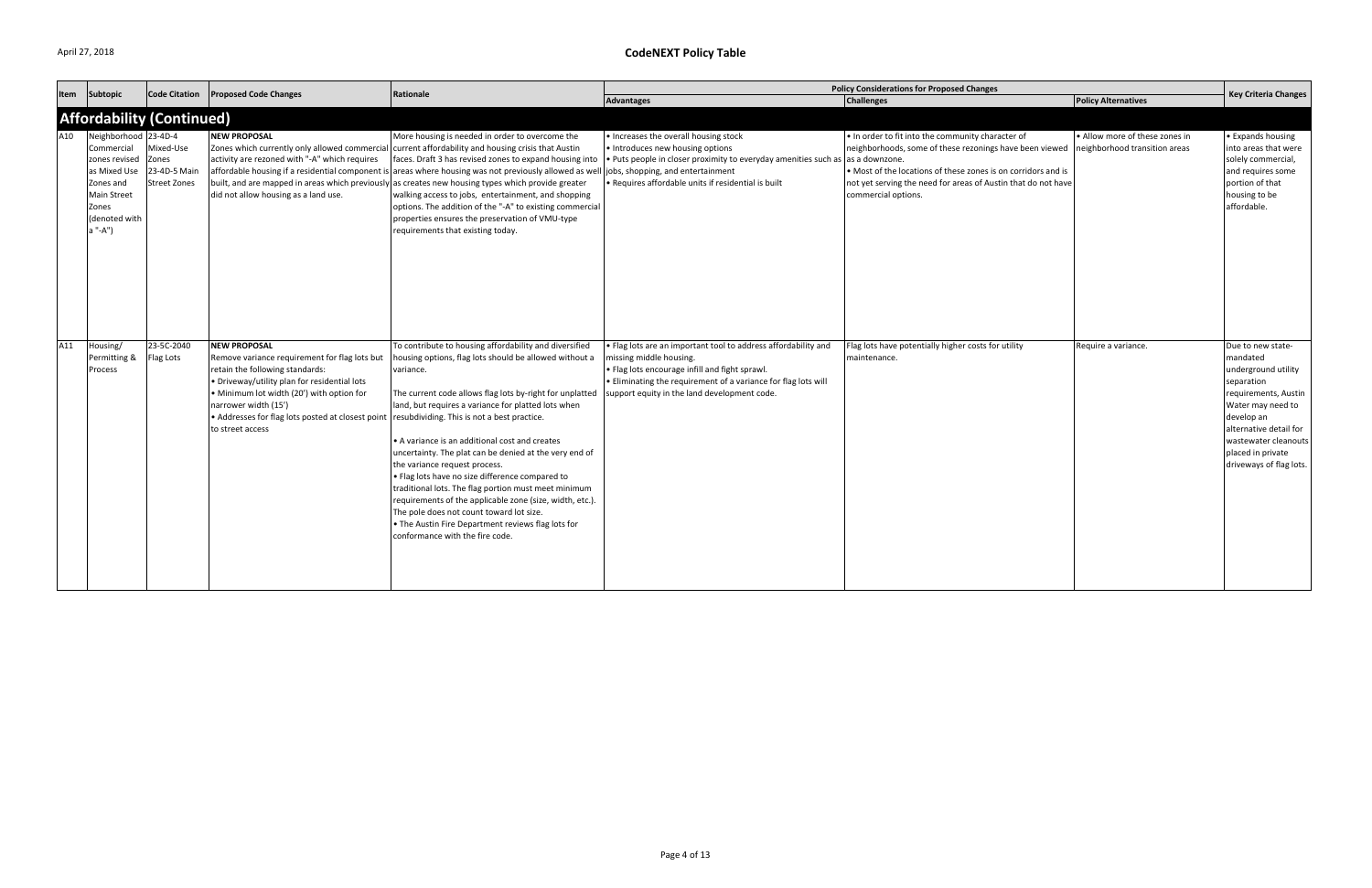April 27, 2018

# CodeNEXT Policy Table

| Item | Subtopic | Code Citation | Proposed Code Changes | Rationale | Policy Considerations for Proposed Changes | | | Key Criteria Changes |
|---|---|---|---|---|---|---|---|---|
| | | | | | Advantages | Challenges | Policy Alternatives | |
| **Affordability (Continued)** | | | | | | | | |
| A10 | Neighborhood Commercial zones revised as Mixed Use Zones and Main Street Zones (denoted with a "-A") | 23-4D-4 Mixed-Use Zones 23-4D-5 Main Street Zones | **NEW PROPOSAL** Zones which currently only allowed commercial activity are rezoned with "-A" which requires affordable housing if a residential component is built, and are mapped in areas which previously did not allow housing as a land use. | More housing is needed in order to overcome the current affordability and housing crisis that Austin faces. Draft 3 has revised zones to expand housing into areas where housing was not previously allowed as well as creates new housing types which provide greater walking access to jobs, entertainment, and shopping options. The addition of the "-A" to existing commercial properties ensures the preservation of VMU-type requirements that existing today. | • Increases the overall housing stock • Introduces new housing options • Puts people in closer proximity to everyday amenities such as jobs, shopping, and entertainment • Requires affordable units if residential is built | • In order to fit into the community character of neighborhoods, some of these rezonings have been viewed as a downzone. • Most of the locations of these zones is on corridors and is not yet serving the need for areas of Austin that do not have commercial options. | • Allow more of these zones in neighborhood transition areas | • Expands housing into areas that were solely commercial, and requires some portion of that housing to be affordable. |
| A11 | Housing/ Permitting & Process | 23-5C-2040 Flag Lots | **NEW PROPOSAL** Remove variance requirement for flag lots but retain the following standards: • Driveway/utility plan for residential lots • Minimum lot width (20') with option for narrower width (15') • Addresses for flag lots posted at closest point to street access | To contribute to housing affordability and diversified housing options, flag lots should be allowed without a variance. The current code allows flag lots by-right for unplatted land, but requires a variance for platted lots when resubdividing. This is not a best practice. • A variance is an additional cost and creates uncertainty. The plat can be denied at the very end of the variance request process. • Flag lots have no size difference compared to traditional lots. The flag portion must meet minimum requirements of the applicable zone (size, width, etc.). The pole does not count toward lot size. • The Austin Fire Department reviews flag lots for conformance with the fire code. | • Flag lots are an important tool to address affordability and missing middle housing. • Flag lots encourage infill and fight sprawl. • Eliminating the requirement of a variance for flag lots will support equity in the land development code. | Flag lots have potentially higher costs for utility maintenance. | Require a variance. | Due to new state-mandated underground utility separation requirements, Austin Water may need to develop an alternative detail for wastewater cleanouts placed in private driveways of flag lots. |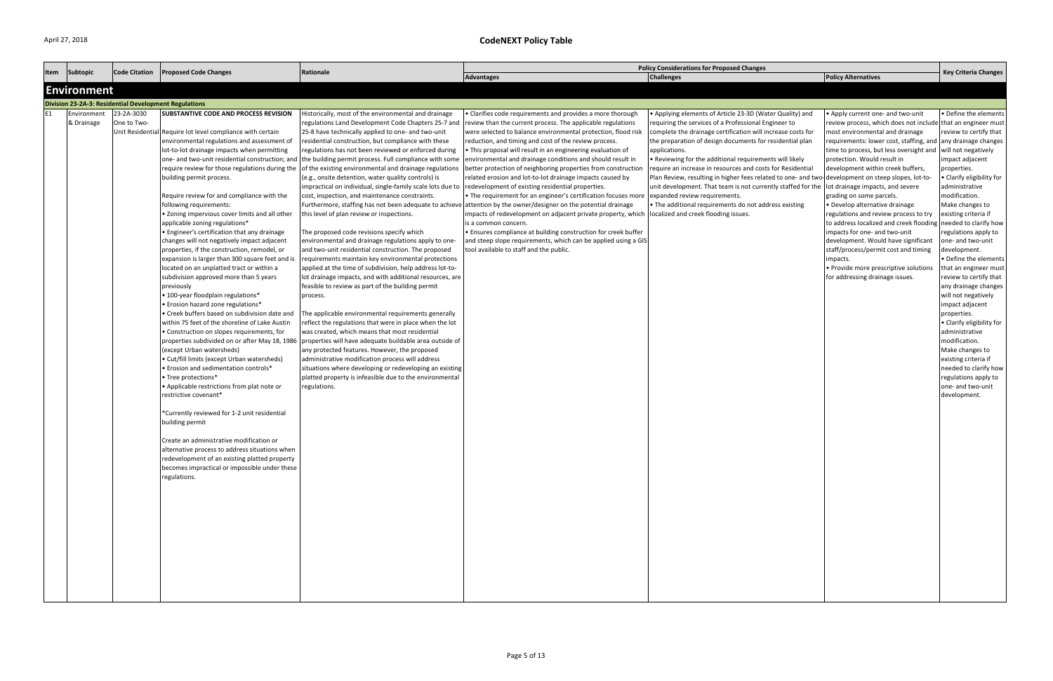# CodeNEXT Policy Table

| Item | Subtopic | Code Citation | Proposed Code Changes | Rationale | Policy Considerations for Proposed Changes | | | Key Criteria Changes |
|---|---|---|---|---|---|---|---|---|
| | | | | | Advantages | Challenges | Policy Alternatives | |
| **Environment** | | | | | | | | |
| **Division 23-2A-3: Residential Development Regulations** | | | | | | | | |
| E1 | Environment & Drainage | 23-2A-3030 One to Two-Unit Residential | **SUBSTANTIVE CODE AND PROCESS REVISION** Require lot level compliance with certain environmental regulations and assessment of lot-to-lot drainage impacts when permitting one- and two-unit residential construction; and require review for those regulations during the building permit process. <br><br>Require review for and compliance with the following requirements: <br>• Zoning impervious cover limits and all other applicable zoning regulations* <br>• Engineer's certification that any drainage changes will not negatively impact adjacent properties, if the construction, remodel, or expansion is larger than 300 square feet and is located on an unplatted tract or within a subdivision approved more than 5 years previously <br>• 100-year floodplain regulations* <br>• Erosion hazard zone regulations* <br>• Creek buffers based on subdivision date and within 75 feet of the shoreline of Lake Austin <br>• Construction on slopes requirements, for properties subdivided on or after May 18, 1986 (except Urban watersheds) <br>• Cut/fill limits (except Urban watersheds) <br>• Erosion and sedimentation controls* <br>• Tree protections* <br>• Applicable restrictions from plat note or restrictive covenant* <br><br>*Currently reviewed for 1-2 unit residential building permit <br><br>Create an administrative modification or alternative process to address situations when redevelopment of an existing platted property becomes impractical or impossible under these regulations. | Historically, most of the environmental and drainage regulations Land Development Code Chapters 25-7 and 25-8 have technically applied to one- and two-unit residential construction, but compliance with these regulations has not been reviewed or enforced during the building permit process. Full compliance with some of the existing environmental and drainage regulations (e.g., onsite detention, water quality controls) is impractical on individual, single-family scale lots due to cost, inspection, and maintenance constraints. Furthermore, staffing has not been adequate to achieve this level of plan review or inspections. <br><br>The proposed code revisions specify which environmental and drainage regulations apply to one- and two-unit residential construction. The proposed requirements maintain key environmental protections applied at the time of subdivision, help address lot-to-lot drainage impacts, and with additional resources, are feasible to review as part of the building permit process. <br><br>The applicable environmental requirements generally reflect the regulations that were in place when the lot was created, which means that most residential properties will have adequate buildable area outside of any protected features. However, the proposed administrative modification process will address situations where developing or redeveloping an existing platted property is infeasible due to the environmental regulations. | • Clarifies code requirements and provides a more thorough review than the current process. The applicable regulations were selected to balance environmental protection, flood risk reduction, and timing and cost of the review process. <br>• This proposal will result in an engineering evaluation of environmental and drainage conditions and should result in better protection of neighboring properties from construction related erosion and lot-to-lot drainage impacts caused by redevelopment of existing residential properties. <br>• The requirement for an engineer's certification focuses more attention by the owner/designer on the potential drainage impacts of redevelopment on adjacent private property, which is a common concern. <br>• Ensures compliance at building construction for creek buffer and steep slope requirements, which can be applied using a GIS tool available to staff and the public. | • Applying elements of Article 23-3D (Water Quality) and requiring the services of a Professional Engineer to complete the drainage certification will increase costs for the preparation of design documents for residential plan applications. <br>• Reviewing for the additional requirements will likely require an increase in resources and costs for Residential Plan Review, resulting in higher fees related to one- and two-unit development. That team is not currently staffed for the expanded review requirements. <br>• The additional requirements do not address existing localized and creek flooding issues. | • Apply current one- and two-unit review process, which does not include most environmental and drainage requirements: lower cost, staffing, and time to process, but less oversight and protection. Would result in development within creek buffers, development on steep slopes, lot-to-lot drainage impacts, and severe grading on some parcels. <br>• Develop alternative drainage regulations and review process to try to address localized and creek flooding impacts for one- and two-unit development. Would have significant staff/process/permit cost and timing impacts. <br>• Provide more prescriptive solutions for addressing drainage issues. | • Define the elements that an engineer must review to certify that any drainage changes will not negatively impact adjacent properties. <br>• Clarify eligibility for administrative modification. Make changes to existing criteria if needed to clarify how regulations apply to one- and two-unit development. <br>• Define the elements that an engineer must review to certify that any drainage changes will not negatively impact adjacent properties. <br>• Clarify eligibility for administrative modification. Make changes to existing criteria if needed to clarify how regulations apply to one- and two-unit development. |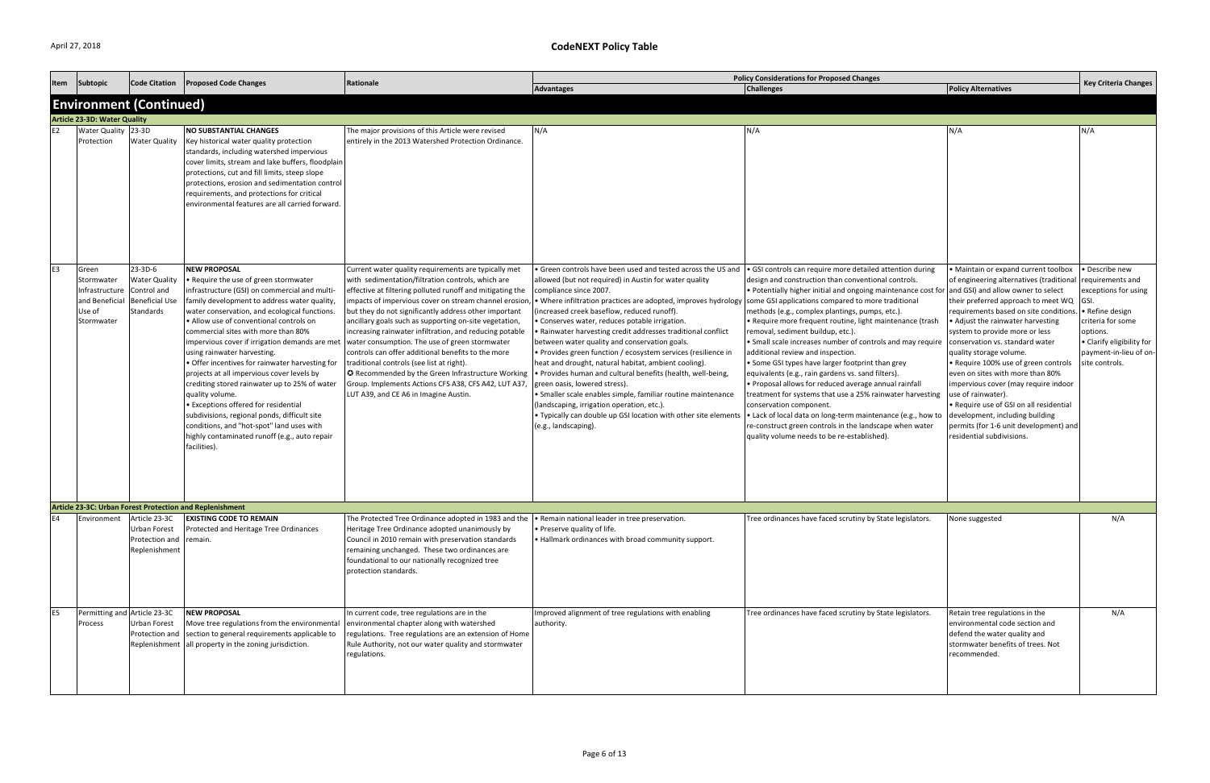# CodeNEXT Policy Table

| Item | Subtopic | Code Citation | Proposed Code Changes | Rationale | Policy Considerations for Proposed Changes | | | Key Criteria Changes |
|---|---|---|---|---|---|---|---|---|
| | | | | | Advantages | Challenges | Policy Alternatives | |
| **Environment (Continued)** | | | | | | | | |
| **Article 23-3D: Water Quality** | | | | | | | | |
| E2 | Water Quality Protection | 23-3D Water Quality | **NO SUBSTANTIAL CHANGES** Key historical water quality protection standards, including watershed impervious cover limits, stream and lake buffers, floodplain protections, cut and fill limits, steep slope protections, erosion and sedimentation control requirements, and protections for critical environmental features are all carried forward. | The major provisions of this Article were revised entirely in the 2013 Watershed Protection Ordinance. | N/A | N/A | N/A | N/A |
| E3 | Green Stormwater Infrastructure and Beneficial Use of Stormwater | 23-3D-6 Water Quality Control and Beneficial Use Standards | **NEW PROPOSAL** • Require the use of green stormwater infrastructure (GSI) on commercial and multi-family development to address water quality, water conservation, and ecological functions. • Allow use of conventional controls on commercial sites with more than 80% impervious cover if irrigation demands are met using rainwater harvesting. • Offer incentives for rainwater harvesting for projects at all impervious cover levels by crediting stored rainwater up to 25% of water quality volume. • Exceptions offered for residential subdivisions, regional ponds, difficult site conditions, and "hot-spot" land uses with highly contaminated runoff (e.g., auto repair facilities). | Current water quality requirements are typically met with sedimentation/filtration controls, which are effective at filtering polluted runoff and mitigating the impacts of impervious cover on stream channel erosion, but they do not significantly address other important ancillary goals such as supporting on-site vegetation, increasing rainwater infiltration, and reducing potable water consumption. The use of green stormwater controls can offer additional benefits to the more traditional controls (see list at right). ✪ Recommended by the Green Infrastructure Working Group. Implements Actions CFS A38, CFS A42, LUT A37, LUT A39, and CE A6 in Imagine Austin. | • Green controls have been used and tested across the US and allowed (but not required) in Austin for water quality compliance since 2007. • Where infiltration practices are adopted, improves hydrology (increased creek baseflow, reduced runoff). • Conserves water, reduces potable irrigation. • Rainwater harvesting credit addresses traditional conflict between water quality and conservation goals. • Provides green function / ecosystem services (resilience in heat and drought, natural habitat, ambient cooling). • Provides human and cultural benefits (health, well-being, green oasis, lowered stress). • Smaller scale enables simple, familiar routine maintenance (landscaping, irrigation operation, etc.). • Typically can double up GSI location with other site elements (e.g., landscaping). | • GSI controls can require more detailed attention during design and construction than conventional controls. • Potentially higher initial and ongoing maintenance cost for some GSI applications compared to more traditional methods (e.g., complex plantings, pumps, etc.). • Require more frequent routine, light maintenance (trash removal, sediment buildup, etc.). • Small scale increases number of controls and may require additional review and inspection. • Some GSI types have larger footprint than grey equivalents (e.g., rain gardens vs. sand filters). • Proposal allows for reduced average annual rainfall treatment for systems that use a 25% rainwater harvesting conservation component. • Lack of local data on long-term maintenance (e.g., how to re-construct green controls in the landscape when water quality volume needs to be re-established). | • Maintain or expand current toolbox of engineering alternatives (traditional and GSI) and allow owner to select their preferred approach to meet WQ requirements based on site conditions. • Adjust the rainwater harvesting system to provide more or less conservation vs. standard water quality storage volume. • Require 100% use of green controls even on sites with more than 80% impervious cover (may require indoor use of rainwater). • Require use of GSI on all residential development, including building permits (for 1-6 unit development) and residential subdivisions. | • Describe new requirements and exceptions for using GSI. • Refine design criteria for some options. • Clarify eligibility for payment-in-lieu of on-site controls. |
| **Article 23-3C: Urban Forest Protection and Replenishment** | | | | | | | | |
| E4 | Environment | Article 23-3C Urban Forest Protection and Replenishment | **EXISTING CODE TO REMAIN** Protected and Heritage Tree Ordinances remain. | The Protected Tree Ordinance adopted in 1983 and the Heritage Tree Ordinance adopted unanimously by Council in 2010 remain with preservation standards remaining unchanged. These two ordinances are foundational to our nationally recognized tree protection standards. | • Remain national leader in tree preservation. • Preserve quality of life. • Hallmark ordinances with broad community support. | Tree ordinances have faced scrutiny by State legislators. | None suggested | N/A |
| E5 | Permitting and Process | Article 23-3C Urban Forest Protection and Replenishment | **NEW PROPOSAL** Move tree regulations from the environmental section to general requirements applicable to all property in the zoning jurisdiction. | In current code, tree regulations are in the environmental chapter along with watershed regulations. Tree regulations are an extension of Home Rule Authority, not our water quality and stormwater regulations. | Improved alignment of tree regulations with enabling authority. | Tree ordinances have faced scrutiny by State legislators. | Retain tree regulations in the environmental code section and defend the water quality and stormwater benefits of trees. Not recommended. | N/A |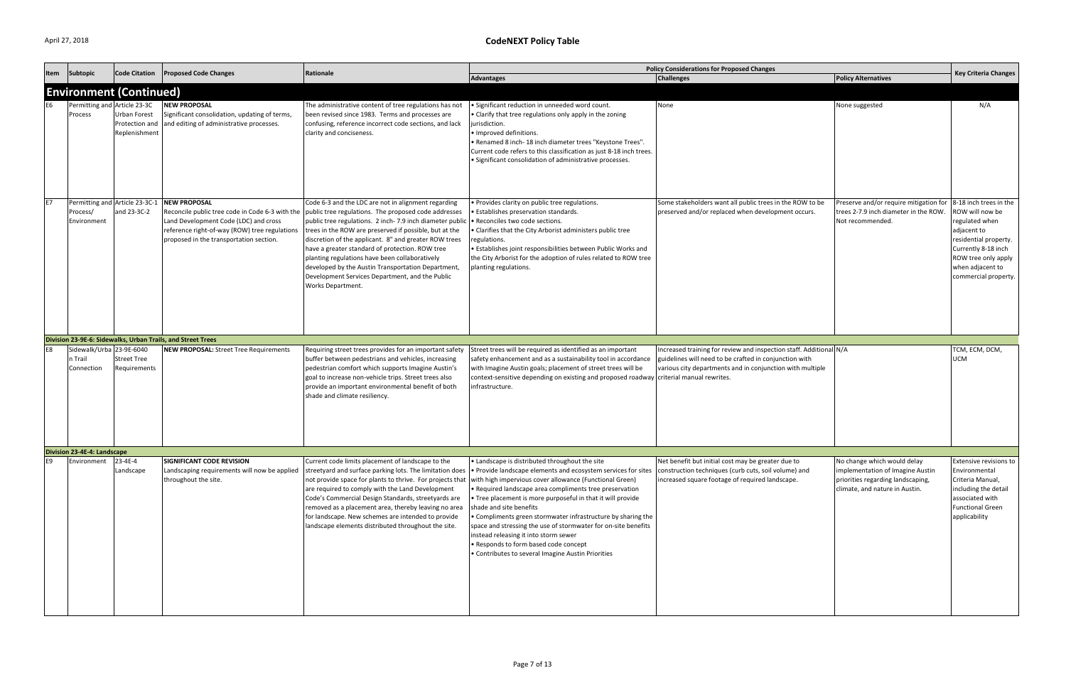## CodeNEXT Policy Table

| Item | Subtopic | Code Citation | Proposed Code Changes | Rationale | Policy Considerations for Proposed Changes | | | Key Criteria Changes |
|---|---|---|---|---|---|---|---|---|
| | | | | | **Advantages** | **Challenges** | **Policy Alternatives** | |
| **Environment (Continued)** | | | | | | | | |
| E6 | Permitting and Process | Article 23-3C Urban Forest Protection and Replenishment | **NEW PROPOSAL** Significant consolidation, updating of terms, and editing of administrative processes. | The administrative content of tree regulations has not been revised since 1983. Terms and processes are confusing, reference incorrect code sections, and lack clarity and conciseness. | • Significant reduction in unneeded word count. • Clarify that tree regulations only apply in the zoning jurisdiction. • Improved definitions. • Renamed 8 inch- 18 inch diameter trees "Keystone Trees". Current code refers to this classification as just 8-18 inch trees. • Significant consolidation of administrative processes. | None | None suggested | N/A |
| E7 | Permitting and Process/ Environment | Article 23-3C-1 and 23-3C-2 | **NEW PROPOSAL** Reconcile public tree code in Code 6-3 with the Land Development Code (LDC) and cross reference right-of-way (ROW) tree regulations proposed in the transportation section. | Code 6-3 and the LDC are not in alignment regarding public tree regulations. The proposed code addresses public tree regulations. 2 inch- 7.9 inch diameter public trees in the ROW are preserved if possible, but at the discretion of the applicant. 8" and greater ROW trees have a greater standard of protection. ROW tree planting regulations have been collaboratively developed by the Austin Transportation Department, Development Services Department, and the Public Works Department. | • Provides clarity on public tree regulations. • Establishes preservation standards. • Reconciles two code sections. • Clarifies that the City Arborist administers public tree regulations. • Establishes joint responsibilities between Public Works and the City Arborist for the adoption of rules related to ROW tree planting regulations. | Some stakeholders want all public trees in the ROW to be preserved and/or replaced when development occurs. | Preserve and/or require mitigation for trees 2-7.9 inch diameter in the ROW. Not recommended. | 8-18 inch trees in the ROW will now be regulated when adjacent to residential property. Currently 8-18 inch ROW tree only apply when adjacent to commercial property. |
| **Division 23-9E-6: Sidewalks, Urban Trails, and Street Trees** | | | | | | | | |
| E8 | Sidewalk/Urban Trail Connection | 23-9E-6040 Street Tree Requirements | **NEW PROPOSAL:** Street Tree Requirements | Requiring street trees provides for an important safety buffer between pedestrians and vehicles, increasing pedestrian comfort which supports Imagine Austin's goal to increase non-vehicle trips. Street trees also provide an important environmental benefit of both shade and climate resiliency. | Street trees will be required as identified as an important safety enhancement and as a sustainability tool in accordance with Imagine Austin goals; placement of street trees will be context-sensitive depending on existing and proposed roadway infrastructure. | Increased training for review and inspection staff. Additional guidelines will need to be crafted in conjunction with various city departments and in conjunction with multiple criterial manual rewrites. | N/A | TCM, ECM, DCM, UCM |
| **Division 23-4E-4: Landscape** | | | | | | | | |
| E9 | Environment | 23-4E-4 Landscape | **SIGNIFICANT CODE REVISION** Landscaping requirements will now be applied throughout the site. | Current code limits placement of landscape to the streetyard and surface parking lots. The limitation does not provide space for plants to thrive. For projects that are required to comply with the Land Development Code's Commercial Design Standards, streetyards are removed as a placement area, thereby leaving no area for landscape. New schemes are intended to provide landscape elements distributed throughout the site. | • Landscape is distributed throughout the site • Provide landscape elements and ecosystem services for sites with high impervious cover allowance (Functional Green) • Required landscape area compliments tree preservation • Tree placement is more purposeful in that it will provide shade and site benefits • Compliments green stormwater infrastructure by sharing the space and stressing the use of stormwater for on-site benefits instead releasing it into storm sewer • Responds to form based code concept • Contributes to several Imagine Austin Priorities | Net benefit but initial cost may be greater due to construction techniques (curb cuts, soil volume) and increased square footage of required landscape. | No change which would delay implementation of Imagine Austin priorities regarding landscaping, climate, and nature in Austin. | Extensive revisions to Environmental Criteria Manual, including the detail associated with Functional Green applicability |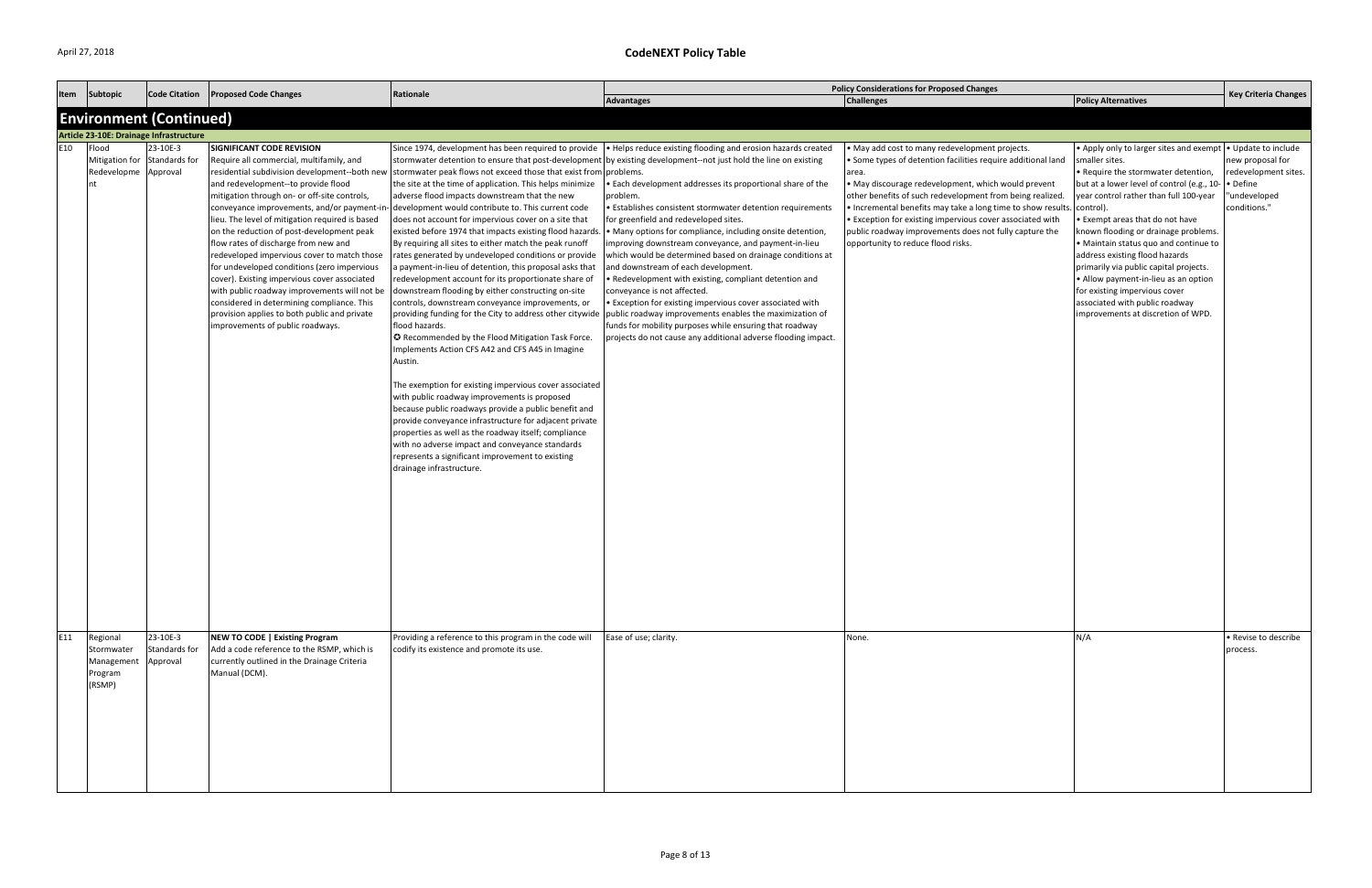# CodeNEXT Policy Table

| Item | Subtopic | Code Citation | Proposed Code Changes | Rationale | Policy Considerations for Proposed Changes | | | Key Criteria Changes |
|---|---|---|---|---|---|---|---|---|
| | | | | | Advantages | Challenges | Policy Alternatives | |
| **Environment (Continued)** | | | | | | | | |
| **Article 23-10E: Drainage Infrastructure** | | | | | | | | |
| E10 | Flood Mitigation for Redevelopment | 23-10E-3 Standards for Approval | **SIGNIFICANT CODE REVISION** Require all commercial, multifamily, and residential subdivision development--both new and redevelopment--to provide flood mitigation through on- or off-site controls, conveyance improvements, and/or payment-in-lieu. The level of mitigation required is based on the reduction of post-development peak flow rates of discharge from new and redeveloped impervious cover to match those for undeveloped conditions (zero impervious cover). Existing impervious cover associated with public roadway improvements will not be considered in determining compliance. This provision applies to both public and private improvements of public roadways. | Since 1974, development has been required to provide stormwater detention to ensure that post-development stormwater peak flows not exceed those that exist from the site at the time of application. This helps minimize adverse flood impacts downstream that the new development would contribute to. This current code does not account for impervious cover on a site that existed before 1974 that impacts existing flood hazards. By requiring all sites to either match the peak runoff rates generated by undeveloped conditions or provide a payment-in-lieu of detention, this proposal asks that redevelopment account for its proportionate share of downstream flooding by either constructing on-site controls, downstream conveyance improvements, or providing funding for the City to address other citywide flood hazards.<br>✪ Recommended by the Flood Mitigation Task Force. Implements Action CFS A42 and CFS A45 in Imagine Austin.<br><br>The exemption for existing impervious cover associated with public roadway improvements is proposed because public roadways provide a public benefit and provide conveyance infrastructure for adjacent private properties as well as the roadway itself; compliance with no adverse impact and conveyance standards represents a significant improvement to existing drainage infrastructure. | • Helps reduce existing flooding and erosion hazards created by existing development--not just hold the line on existing problems.<br>• Each development addresses its proportional share of the problem.<br>• Establishes consistent stormwater detention requirements for greenfield and redeveloped sites.<br>• Many options for compliance, including onsite detention, improving downstream conveyance, and payment-in-lieu which would be determined based on drainage conditions at and downstream of each development.<br>• Redevelopment with existing, compliant detention and conveyance is not affected.<br>• Exception for existing impervious cover associated with public roadway improvements enables the maximization of funds for mobility purposes while ensuring that roadway projects do not cause any additional adverse flooding impact. | • May add cost to many redevelopment projects.<br>• Some types of detention facilities require additional land area.<br>• May discourage redevelopment, which would prevent other benefits of such redevelopment from being realized.<br>• Incremental benefits may take a long time to show results.<br>• Exception for existing impervious cover associated with public roadway improvements does not fully capture the opportunity to reduce flood risks. | • Apply only to larger sites and exempt smaller sites.<br>• Require the stormwater detention, but at a lower level of control (e.g., 10-year control rather than full 100-year control).<br>• Exempt areas that do not have known flooding or drainage problems.<br>• Maintain status quo and continue to address existing flood hazards primarily via public capital projects.<br>• Allow payment-in-lieu as an option for existing impervious cover associated with public roadway improvements at discretion of WPD. | • Update to include new proposal for redevelopment sites.<br>• Define "undeveloped conditions." |
| E11 | Regional Stormwater Management Program (RSMP) | 23-10E-3 Standards for Approval | **NEW TO CODE \| Existing Program** Add a code reference to the RSMP, which is currently outlined in the Drainage Criteria Manual (DCM). | Providing a reference to this program in the code will codify its existence and promote its use. | Ease of use; clarity. | None. | N/A | • Revise to describe process. |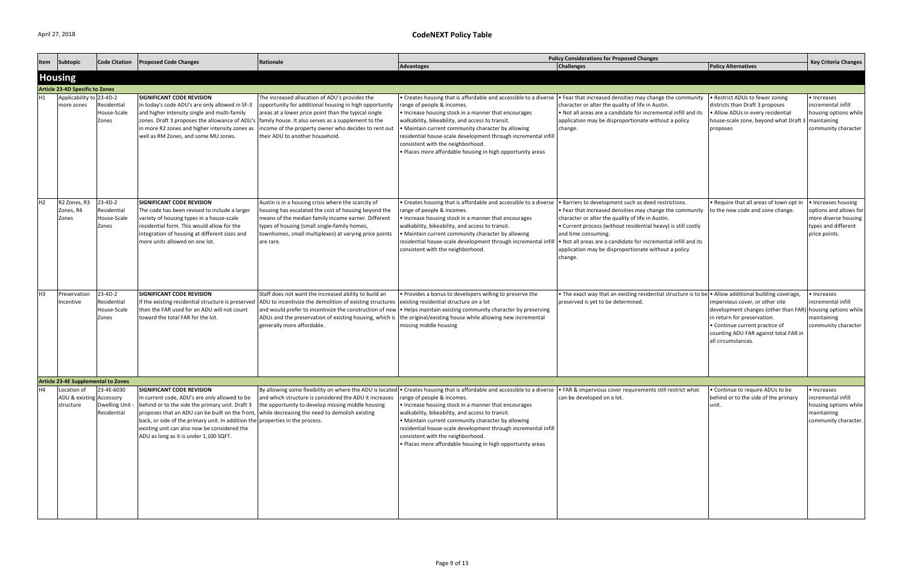# CodeNEXT Policy Table

April 27, 2018

| Item | Subtopic | Code Citation | Proposed Code Changes | Rationale | Policy Considerations for Proposed Changes | | | Key Criteria Changes |
|---|---|---|---|---|---|---|---|---|
| | | | | | **Advantages** | **Challenges** | **Policy Alternatives** | |
| **Housing** | | | | | | | | |
| **Article 23-4D Specific to Zones** | | | | | | | | |
| H1 | Applicability to more zones | 23-4D-2 Residential House-Scale Zones | **SIGNIFICANT CODE REVISION** In today's code ADU's are only allowed in SF-3 and higher intensity single and multi-family zones. Draft 3 proposes the allowance of ADU's in more R2 zones and higher intensity zones as well as RM Zones, and some MU zones. | The increased allocation of ADU's provides the opportunity for additional housing in high opportunity areas at a lower price point than the typical single family house. It also serves as a supplement to the income of the property owner who decides to rent out their ADU to another household. | • Creates housing that is affordable and accessible to a diverse range of people & incomes.<br>• Increase housing stock in a manner that encourages walkability, bikeability, and access to transit.<br>• Maintain current community character by allowing residential house-scale development through incremental infill consistent with the neighborhood.<br>• Places more affordable housing in high opportunity areas | • Fear that increased densities may change the community character or alter the quality of life in Austin.<br>• Not all areas are a candidate for incremental infill and its application may be disproportionate without a policy change. | • Restrict ADUs to fewer zoning districts than Draft 3 proposes<br>• Allow ADUs in every residential house-scale zone, beyond what Draft 3 proposes | • Increases incremental infill housing options while maintaining community character |
| H2 | R2 Zones, R3 Zones, R4 Zones | 23-4D-2 Residential House-Scale Zones | **SIGNIFICANT CODE REVISION** The code has been revised to include a larger variety of housing types in a house-scale residential form. This would allow for the integration of housing at different sizes and more units allowed on one lot. | Austin is in a housing crisis where the scarcity of housing has escalated the cost of housing beyond the means of the median family income earner. Different types of housing (small single-family homes, townhomes, small multiplexes) at varying price points are rare. | • Creates housing that is affordable and accessible to a diverse range of people & incomes.<br>• Increase housing stock in a manner that encourages walkability, bikeability, and access to transit.<br>• Maintain current community character by allowing residential house-scale development through incremental infill consistent with the neighborhood. | • Barriers to development such as deed restrictions.<br>• Fear that increased densities may change the community character or alter the quality of life in Austin.<br>• Current process (without residential heavy) is still costly and time consuming.<br>• Not all areas are a candidate for incremental infill and its application may be disproportionate without a policy change. | • Require that all areas of town opt in to the new code and zone change. | • Increases housing options and allows for more diverse housing types and different price points. |
| H3 | Preservation Incentive | 23-4D-2 Residential House-Scale Zones | **SIGNIFICANT CODE REVISION** If the existing residential structure is preserved then the FAR used for an ADU will not count toward the total FAR for the lot. | Staff does not want the increased ability to build an ADU to incentivize the demolition of existing structures and would prefer to incentivize the construction of new ADUs and the preservation of existing housing, which is generally more affordable. | • Provides a bonus to developers willing to preserve the existing residential structure on a lot<br>• Helps maintain existing community character by preserving the original/existing house while allowing new incremental missing middle housing | • The exact way that an existing residential structure is to be preserved is yet to be determined. | • Allow additional building coverage, impervious cover, or other site development changes (other than FAR) in return for preservation.<br>• Continue current practice of counting ADU FAR against total FAR in all circumstances. | • Increases incremental infill housing options while maintaining community character |
| **Article 23-4E Supplemental to Zones** | | | | | | | | |
| H4 | Location of ADU & existing structure | 23-4E-6030 Accessory Dwelling Unit - Residential | **SIGNIFICANT CODE REVISION** In current code, ADU's are only allowed to be behind or to the side the primary unit. Draft 3 proposes that an ADU can be built on the front, back, or side of the primary unit. In addition the existing unit can also now be considered the ADU as long as it is under 1,100 SQFT. | By allowing some flexibility on where the ADU is located and which structure is considered the ADU it increases the opportunity to develop missing middle housing while decreasing the need to demolish existing properties in the process. | • Creates housing that is affordable and accessible to a diverse range of people & incomes.<br>• Increase housing stock in a manner that encourages walkability, bikeability, and access to transit.<br>• Maintain current community character by allowing residential house-scale development through incremental infill consistent with the neighborhood.<br>• Places more affordable housing in high opportunity areas | • FAR & impervious cover requirements still restrict what can be developed on a lot. | • Continue to require ADUs to be behind or to the side of the primary unit. | • Increases incremental infill housing options while maintaining community character. |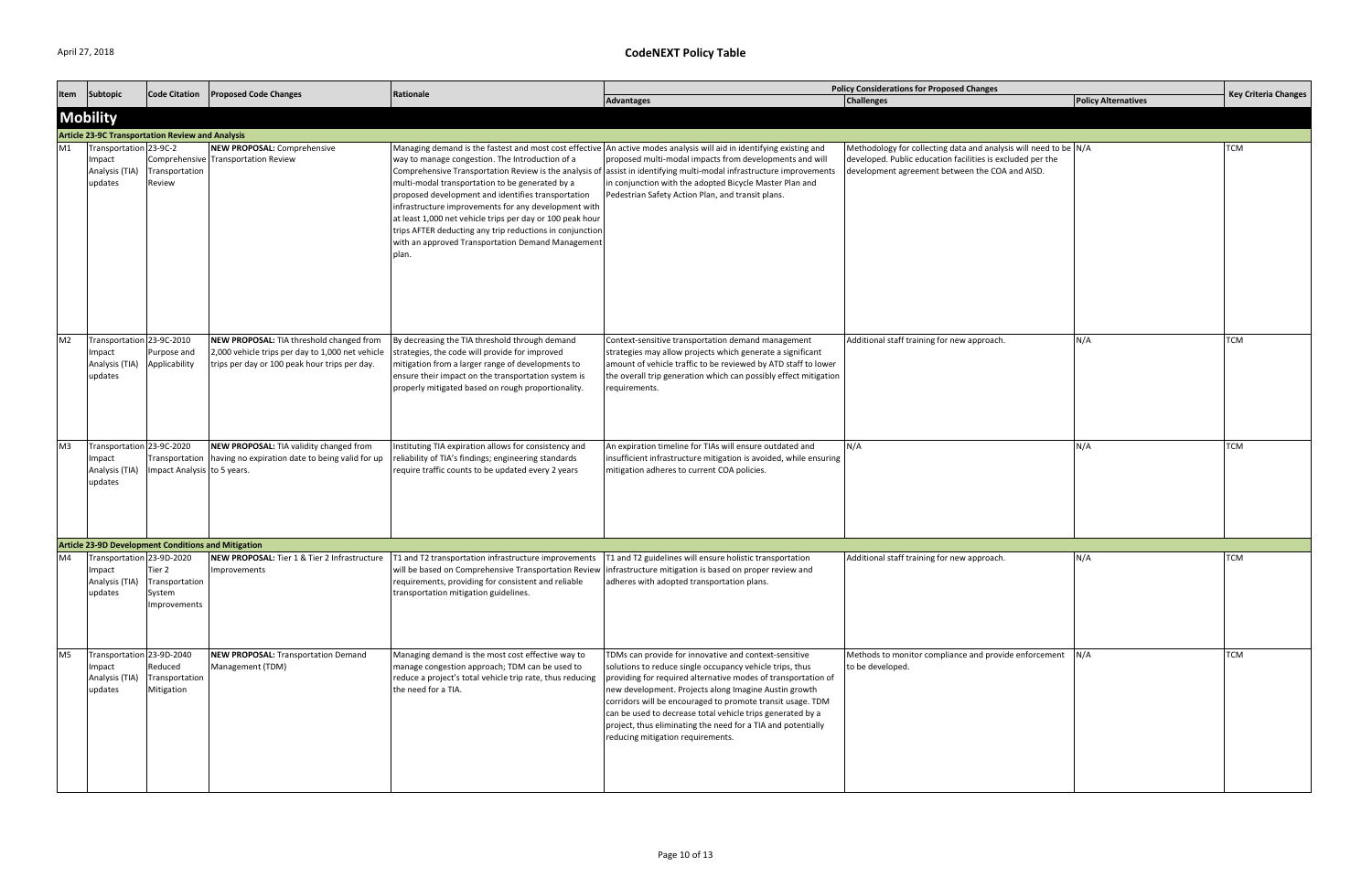# CodeNEXT Policy Table

| Item | Subtopic | Code Citation | Proposed Code Changes | Rationale | Policy Considerations for Proposed Changes | | | Key Criteria Changes |
|---|---|---|---|---|---|---|---|---|
| | | | | | Advantages | Challenges | Policy Alternatives | |
| **Mobility** | | | | | | | | |
| **Article 23-9C Transportation Review and Analysis** | | | | | | | | |
| M1 | Transportation Impact Analysis (TIA) updates | 23-9C-2 Comprehensive Transportation Review | **NEW PROPOSAL:** Comprehensive Transportation Review | Managing demand is the fastest and most cost effective way to manage congestion. The Introduction of a Comprehensive Transportation Review is the analysis of multi-modal transportation to be generated by a proposed development and identifies transportation infrastructure improvements for any development with at least 1,000 net vehicle trips per day or 100 peak hour trips AFTER deducting any trip reductions in conjunction with an approved Transportation Demand Management plan. | An active modes analysis will aid in identifying existing and proposed multi-modal impacts from developments and will assist in identifying multi-modal infrastructure improvements in conjunction with the adopted Bicycle Master Plan and Pedestrian Safety Action Plan, and transit plans. | Methodology for collecting data and analysis will need to be developed. Public education facilities is excluded per the development agreement between the COA and AISD. | N/A | TCM |
| M2 | Transportation Impact Analysis (TIA) updates | 23-9C-2010 Purpose and Applicability | **NEW PROPOSAL:** TIA threshold changed from 2,000 vehicle trips per day to 1,000 net vehicle trips per day or 100 peak hour trips per day. | By decreasing the TIA threshold through demand strategies, the code will provide for improved mitigation from a larger range of developments to ensure their impact on the transportation system is properly mitigated based on rough proportionality. | Context-sensitive transportation demand management strategies may allow projects which generate a significant amount of vehicle traffic to be reviewed by ATD staff to lower the overall trip generation which can possibly effect mitigation requirements. | Additional staff training for new approach. | N/A | TCM |
| M3 | Transportation Impact Analysis (TIA) updates | 23-9C-2020 Transportation Impact Analysis | **NEW PROPOSAL:** TIA validity changed from having no expiration date to being valid for up to 5 years. | Instituting TIA expiration allows for consistency and reliability of TIA's findings; engineering standards require traffic counts to be updated every 2 years | An expiration timeline for TIAs will ensure outdated and insufficient infrastructure mitigation is avoided, while ensuring mitigation adheres to current COA policies. | N/A | N/A | TCM |
| **Article 23-9D Development Conditions and Mitigation** | | | | | | | | |
| M4 | Transportation Impact Analysis (TIA) updates | 23-9D-2020 Tier 2 Transportation System Improvements | **NEW PROPOSAL:** Tier 1 & Tier 2 Infrastructure Improvements | T1 and T2 transportation infrastructure improvements will be based on Comprehensive Transportation Review requirements, providing for consistent and reliable transportation mitigation guidelines. | T1 and T2 guidelines will ensure holistic transportation infrastructure mitigation is based on proper review and adheres with adopted transportation plans. | Additional staff training for new approach. | N/A | TCM |
| M5 | Transportation Impact Analysis (TIA) updates | 23-9D-2040 Reduced Transportation Mitigation | **NEW PROPOSAL:** Transportation Demand Management (TDM) | Managing demand is the most cost effective way to manage congestion approach; TDM can be used to reduce a project's total vehicle trip rate, thus reducing the need for a TIA. | TDMs can provide for innovative and context-sensitive solutions to reduce single occupancy vehicle trips, thus providing for required alternative modes of transportation of new development. Projects along Imagine Austin growth corridors will be encouraged to promote transit usage. TDM can be used to decrease total vehicle trips generated by a project, thus eliminating the need for a TIA and potentially reducing mitigation requirements. | Methods to monitor compliance and provide enforcement to be developed. | N/A | TCM |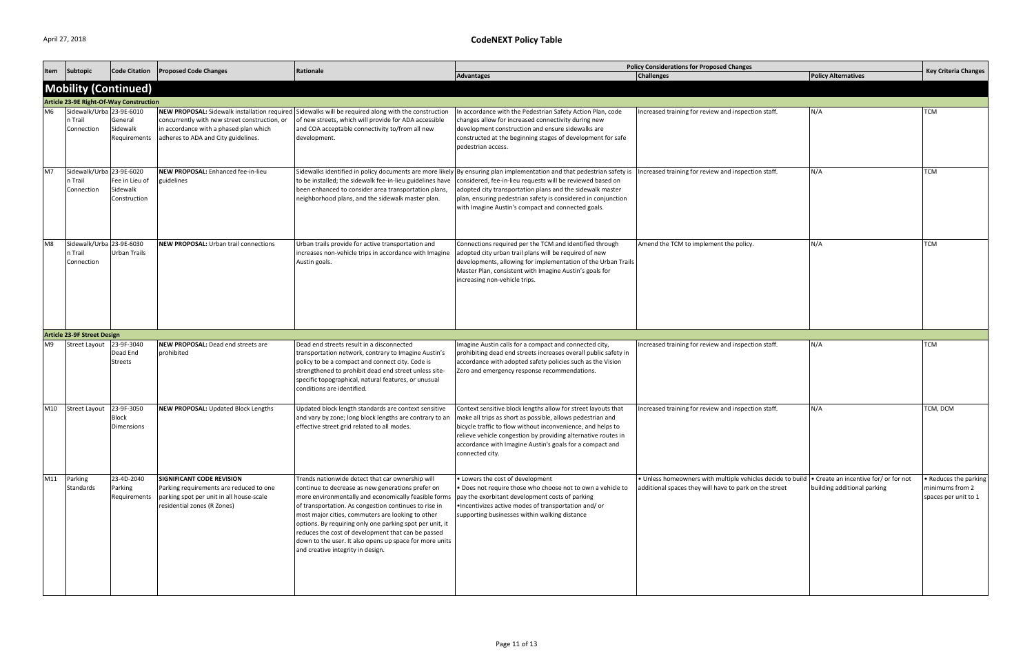# CodeNEXT Policy Table

April 27, 2018

| Item | Subtopic | Code Citation | Proposed Code Changes | Rationale | Policy Considerations for Proposed Changes | | | Key Criteria Changes |
|---|---|---|---|---|---|---|---|---|
| | | | | | **Advantages** | **Challenges** | **Policy Alternatives** | |
| **Mobility (Continued)** | | | | | | | | |
| **Article 23-9E Right-Of-Way Construction** | | | | | | | | |
| M6 | Sidewalk/Urban Trail Connection | 23-9E-6010 General Sidewalk Requirements | **NEW PROPOSAL:** Sidewalk installation required concurrently with new street construction, or in accordance with a phased plan which adheres to ADA and City guidelines. | Sidewalks will be required along with the construction of new streets, which will provide for ADA accessible and COA acceptable connectivity to/from all new development. | In accordance with the Pedestrian Safety Action Plan, code changes allow for increased connectivity during new development construction and ensure sidewalks are constructed at the beginning stages of development for safe pedestrian access. | Increased training for review and inspection staff. | N/A | TCM |
| M7 | Sidewalk/Urban Trail Connection | 23-9E-6020 Fee in Lieu of Sidewalk Construction | **NEW PROPOSAL:** Enhanced fee-in-lieu guidelines | Sidewalks identified in policy documents are more likely to be installed; the sidewalk fee-in-lieu guidelines have been enhanced to consider area transportation plans, neighborhood plans, and the sidewalk master plan. | By ensuring plan implementation and that pedestrian safety is considered, fee-in-lieu requests will be reviewed based on adopted city transportation plans and the sidewalk master plan, ensuring pedestrian safety is considered in conjunction with Imagine Austin's compact and connected goals. | Increased training for review and inspection staff. | N/A | TCM |
| M8 | Sidewalk/Urban Trail Connection | 23-9E-6030 Urban Trails | **NEW PROPOSAL:** Urban trail connections | Urban trails provide for active transportation and increases non-vehicle trips in accordance with Imagine Austin goals. | Connections required per the TCM and identified through adopted city urban trail plans will be required of new developments, allowing for implementation of the Urban Trails Master Plan, consistent with Imagine Austin's goals for increasing non-vehicle trips. | Amend the TCM to implement the policy. | N/A | TCM |
| **Article 23-9F Street Design** | | | | | | | | |
| M9 | Street Layout | 23-9F-3040 Dead End Streets | **NEW PROPOSAL:** Dead end streets are prohibited | Dead end streets result in a disconnected transportation network, contrary to Imagine Austin's policy to be a compact and connect city. Code is strengthened to prohibit dead end street unless site-specific topographical, natural features, or unusual conditions are identified. | Imagine Austin calls for a compact and connected city, prohibiting dead end streets increases overall public safety in accordance with adopted safety policies such as the Vision Zero and emergency response recommendations. | Increased training for review and inspection staff. | N/A | TCM |
| M10 | Street Layout | 23-9F-3050 Block Dimensions | **NEW PROPOSAL:** Updated Block Lengths | Updated block length standards are context sensitive and vary by zone; long block lengths are contrary to an effective street grid related to all modes. | Context sensitive block lengths allow for street layouts that make all trips as short as possible, allows pedestrian and bicycle traffic to flow without inconvenience, and helps to relieve vehicle congestion by providing alternative routes in accordance with Imagine Austin's goals for a compact and connected city. | Increased training for review and inspection staff. | N/A | TCM, DCM |
| M11 | Parking Standards | 23-4D-2040 Parking Requirements | **SIGNIFICANT CODE REVISION** Parking requirements are reduced to one parking spot per unit in all house-scale residential zones (R Zones) | Trends nationwide detect that car ownership will continue to decrease as new generations prefer on more environmentally and economically feasible forms of transportation. As congestion continues to rise in most major cities, commuters are looking to other options. By requiring only one parking spot per unit, it reduces the cost of development that can be passed down to the user. It also opens up space for more units and creative integrity in design. | • Lowers the cost of development<br>• Does not require those who choose not to own a vehicle to pay the exorbitant development costs of parking<br>•Incentivizes active modes of transportation and/ or supporting businesses within walking distance | • Unless homeowners with multiple vehicles decide to build additional spaces they will have to park on the street | • Create an incentive for/ or for not building additional parking | • Reduces the parking minimums from 2 spaces per unit to 1 |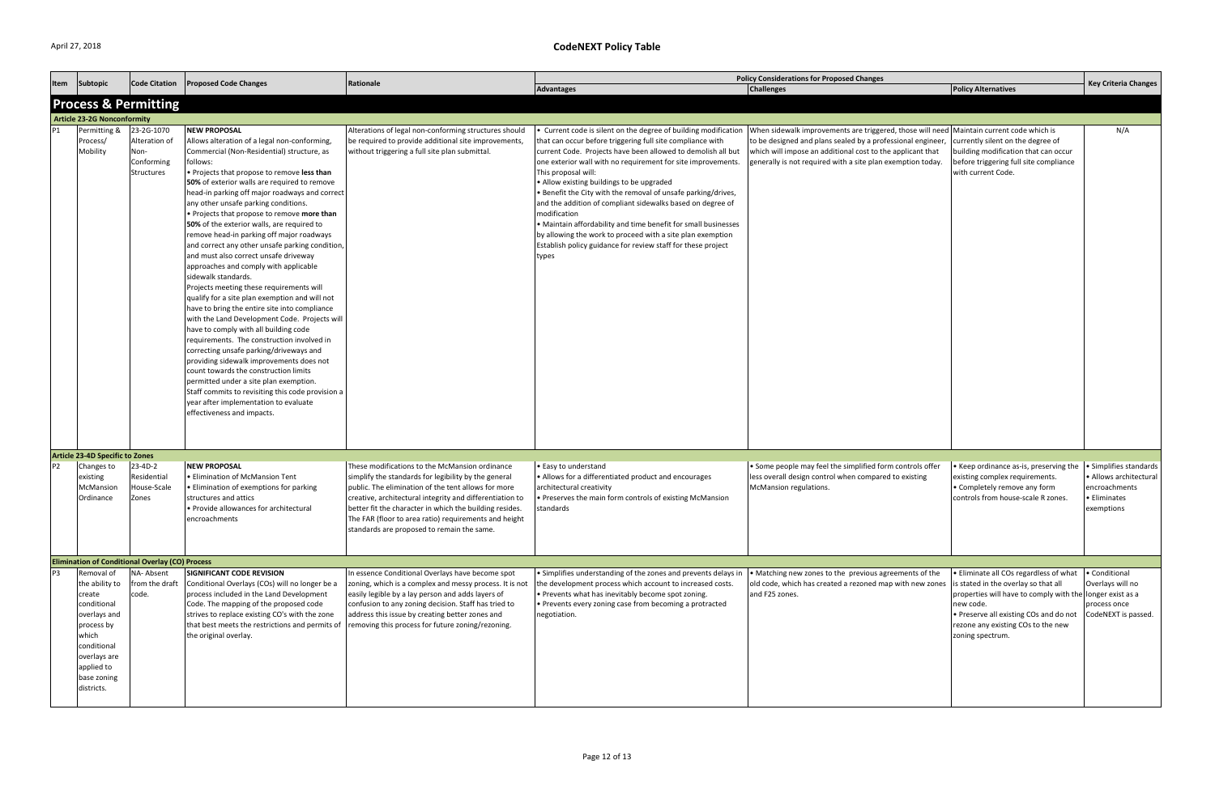# CodeNEXT Policy Table

April 27, 2018

| Item | Subtopic | Code Citation | Proposed Code Changes | Rationale | Policy Considerations for Proposed Changes | | | Key Criteria Changes |
|---|---|---|---|---|---|---|---|---|
| | | | | | Advantages | Challenges | Policy Alternatives | |
| **Process & Permitting** | | | | | | | | |
| **Article 23-2G Nonconformity** | | | | | | | | |
| P1 | Permitting & Process/ Mobility | 23-2G-1070 Alteration of Non-Conforming Structures | **NEW PROPOSAL**<br>Allows alteration of a legal non-conforming, Commercial (Non-Residential) structure, as follows:<br>• Projects that propose to remove **less than 50%** of exterior walls are required to remove head-in parking off major roadways and correct any other unsafe parking conditions.<br>• Projects that propose to remove **more than 50%** of the exterior walls, are required to remove head-in parking off major roadways and correct any other unsafe parking condition, and must also correct unsafe driveway approaches and comply with applicable sidewalk standards.<br>Projects meeting these requirements will qualify for a site plan exemption and will not have to bring the entire site into compliance with the Land Development Code. Projects will have to comply with all building code requirements. The construction involved in correcting unsafe parking/driveways and providing sidewalk improvements does not count towards the construction limits permitted under a site plan exemption.<br>Staff commits to revisiting this code provision a year after implementation to evaluate effectiveness and impacts. | Alterations of legal non-conforming structures should be required to provide additional site improvements, without triggering a full site plan submittal. | • Current code is silent on the degree of building modification that can occur before triggering full site compliance with current Code. Projects have been allowed to demolish all but one exterior wall with no requirement for site improvements. This proposal will:<br>• Allow existing buildings to be upgraded<br>• Benefit the City with the removal of unsafe parking/drives, and the addition of compliant sidewalks based on degree of modification<br>• Maintain affordability and time benefit for small businesses by allowing the work to proceed with a site plan exemption<br>Establish policy guidance for review staff for these project types | When sidewalk improvements are triggered, those will need to be designed and plans sealed by a professional engineer, which will impose an additional cost to the applicant that generally is not required with a site plan exemption today. | Maintain current code which is currently silent on the degree of building modification that can occur before triggering full site compliance with current Code. | N/A |
| **Article 23-4D Specific to Zones** | | | | | | | | |
| P2 | Changes to existing McMansion Ordinance | 23-4D-2 Residential House-Scale Zones | **NEW PROPOSAL**<br>• Elimination of McMansion Tent<br>• Elimination of exemptions for parking structures and attics<br>• Provide allowances for architectural encroachments | These modifications to the McMansion ordinance simplify the standards for legibility by the general public. The elimination of the tent allows for more creative, architectural integrity and differentiation to better fit the character in which the building resides. The FAR (floor to area ratio) requirements and height standards are proposed to remain the same. | • Easy to understand<br>• Allows for a differentiated product and encourages architectural creativity<br>• Preserves the main form controls of existing McMansion standards | • Some people may feel the simplified form controls offer less overall design control when compared to existing McMansion regulations. | • Keep ordinance as-is, preserving the existing complex requirements.<br>• Completely remove any form controls from house-scale R zones. | • Simplifies standards<br>• Allows architectural encroachments<br>• Eliminates exemptions |
| **Elimination of Conditional Overlay (CO) Process** | | | | | | | | |
| P3 | Removal of the ability to create conditional overlays and process by which conditional overlays are applied to base zoning districts. | NA- Absent from the draft code. | **SIGNIFICANT CODE REVISION**<br>Conditional Overlays (COs) will no longer be a process included in the Land Development Code. The mapping of the proposed code strives to replace existing CO's with the zone that best meets the restrictions and permits of the original overlay. | In essence Conditional Overlays have become spot zoning, which is a complex and messy process. It is not easily legible by a lay person and adds layers of confusion to any zoning decision. Staff has tried to address this issue by creating better zones and removing this process for future zoning/rezoning. | • Simplifies understanding of the zones and prevents delays in the development process which account to increased costs.<br>• Prevents what has inevitably become spot zoning.<br>• Prevents every zoning case from becoming a protracted negotiation. | • Matching new zones to the previous agreements of the old code, which has created a rezoned map with new zones and F25 zones. | • Eliminate all COs regardless of what is stated in the overlay so that all properties will have to comply with the new code.<br>• Preserve all existing COs and do not rezone any existing COs to the new zoning spectrum. | • Conditional Overlays will no longer exist as a process once CodeNEXT is passed. |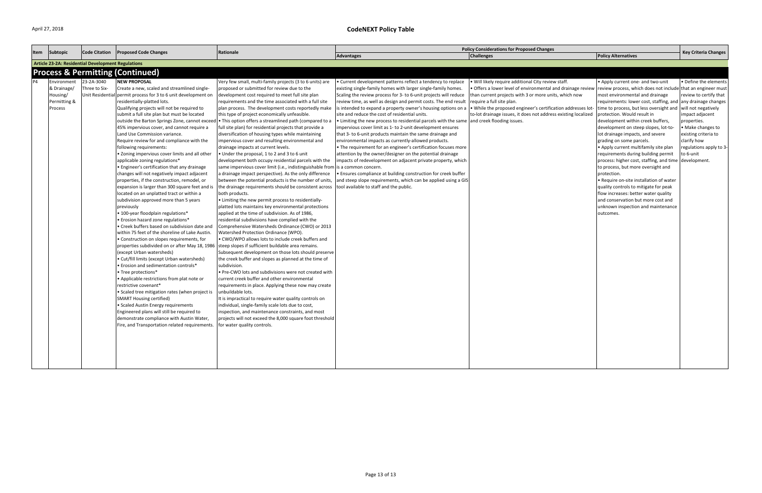# CodeNEXT Policy Table

| Item | Subtopic | Code Citation | Proposed Code Changes | Rationale | Policy Considerations for Proposed Changes | | | Key Criteria Changes |
|---|---|---|---|---|---|---|---|---|
| | | | | | Advantages | Challenges | Policy Alternatives | |
| **Article 23-2A: Residential Development Regulations** | | | | | | | | |
| **Process & Permitting (Continued)** | | | | | | | | |
| P4 | Environment & Drainage/ Housing/ Permitting & Process | 23-2A-3040 Three to Six-Unit Residential | **NEW PROPOSAL**<br>Create a new, scaled and streamlined single-permit process for 3 to 6 unit development on residentially-platted lots.<br>Qualifying projects will not be required to submit a full site plan but must be located outside the Barton Springs Zone, cannot exceed 45% impervious cover, and cannot require a Land Use Commission variance.<br>Require review for and compliance with the following requirements:<br>• Zoning impervious cover limits and all other applicable zoning regulations*<br>• Engineer's certification that any drainage changes will not negatively impact adjacent properties, if the construction, remodel, or expansion is larger than 300 square feet and is located on an unplatted tract or within a subdivision approved more than 5 years previously<br>• 100-year floodplain regulations*<br>• Erosion hazard zone regulations*<br>• Creek buffers based on subdivision date and within 75 feet of the shoreline of Lake Austin.<br>• Construction on slopes requirements, for properties subdivided on or after May 18, 1986 (except Urban watersheds)<br>• Cut/fill limits (except Urban watersheds)<br>• Erosion and sedimentation controls*<br>• Tree protections*<br>• Applicable restrictions from plat note or restrictive covenant*<br>• Scaled tree mitigation rates (when project is SMART Housing certified)<br>• Scaled Austin Energy requirements<br>Engineered plans will still be required to demonstrate compliance with Austin Water, Fire, and Transportation related requirements. | Very few small, multi-family projects (3 to 6 units) are proposed or submitted for review due to the development cost required to meet full site plan requirements and the time associated with a full site plan process. The development costs reportedly make this type of project economically unfeasible.<br>• This option offers a streamlined path (compared to a full site plan) for residential projects that provide a diversification of housing types while maintaining impervious cover and resulting environmental and drainage impacts at current levels.<br>• Under the proposal, 1 to 2 and 3 to 6 unit development both occupy residential parcels with the same impervious cover limit (i.e., indistinguishable from a drainage impact perspective). As the only difference between the potential products is the number of units, the drainage requirements should be consistent across both products.<br>• Limiting the new permit process to residentially-platted lots maintains key environmental protections applied at the time of subdivision. As of 1986, residential subdivisions have complied with the Comprehensive Watersheds Ordinance (CWO) or 2013 Watershed Protection Ordinance (WPO).<br>• CWO/WPO allows lots to include creek buffers and steep slopes if sufficient buildable area remains. Subsequent development on those lots should preserve the creek buffer and slopes as planned at the time of subdivision.<br>• Pre-CWO lots and subdivisions were not created with current creek buffer and other environmental requirements in place. Applying these now may create unbuildable lots.<br>It is impractical to require water quality controls on individual, single-family scale lots due to cost, inspection, and maintenance constraints, and most projects will not exceed the 8,000 square foot threshold for water quality controls. | • Current development patterns reflect a tendency to replace existing single-family homes with larger single-family homes. Scaling the review process for 3- to 6-unit projects will reduce review time, as well as design and permit costs. The end result is intended to expand a property owner's housing options on a site and reduce the cost of residential units.<br>• Limiting the new process to residential parcels with the same impervious cover limit as 1- to 2-unit development ensures that 3- to 6-unit products maintain the same drainage and environmental impacts as currently-allowed products.<br>• The requirement for an engineer's certification focuses more attention by the owner/designer on the potential drainage impacts of redevelopment on adjacent private property, which is a common concern.<br>• Ensures compliance at building construction for creek buffer and steep slope requirements, which can be applied using a GIS tool available to staff and the public. | • Will likely require additional City review staff.<br>• Offers a lower level of environmental and drainage review than current projects with 3 or more units, which now require a full site plan.<br>• While the proposed engineer's certification addresses lot-to-lot drainage issues, it does not address existing localized and creek flooding issues. | • Apply current one- and two-unit review process, which does not include most environmental and drainage requirements: lower cost, staffing, and time to process, but less oversight and protection. Would result in development within creek buffers, development on steep slopes, lot-to-lot drainage impacts, and severe grading on some parcels.<br>• Apply current multifamily site plan requirements during building permit process: higher cost, staffing, and time to process, but more oversight and protection.<br>• Require on-site installation of water quality controls to mitigate for peak flow increases: better water quality and conservation but more cost and unknown inspection and maintenance outcomes. | • Define the elements that an engineer must review to certify that any drainage changes will not negatively impact adjacent properties.<br>• Make changes to existing criteria to clarify how regulations apply to 3- to 6-unit development. |